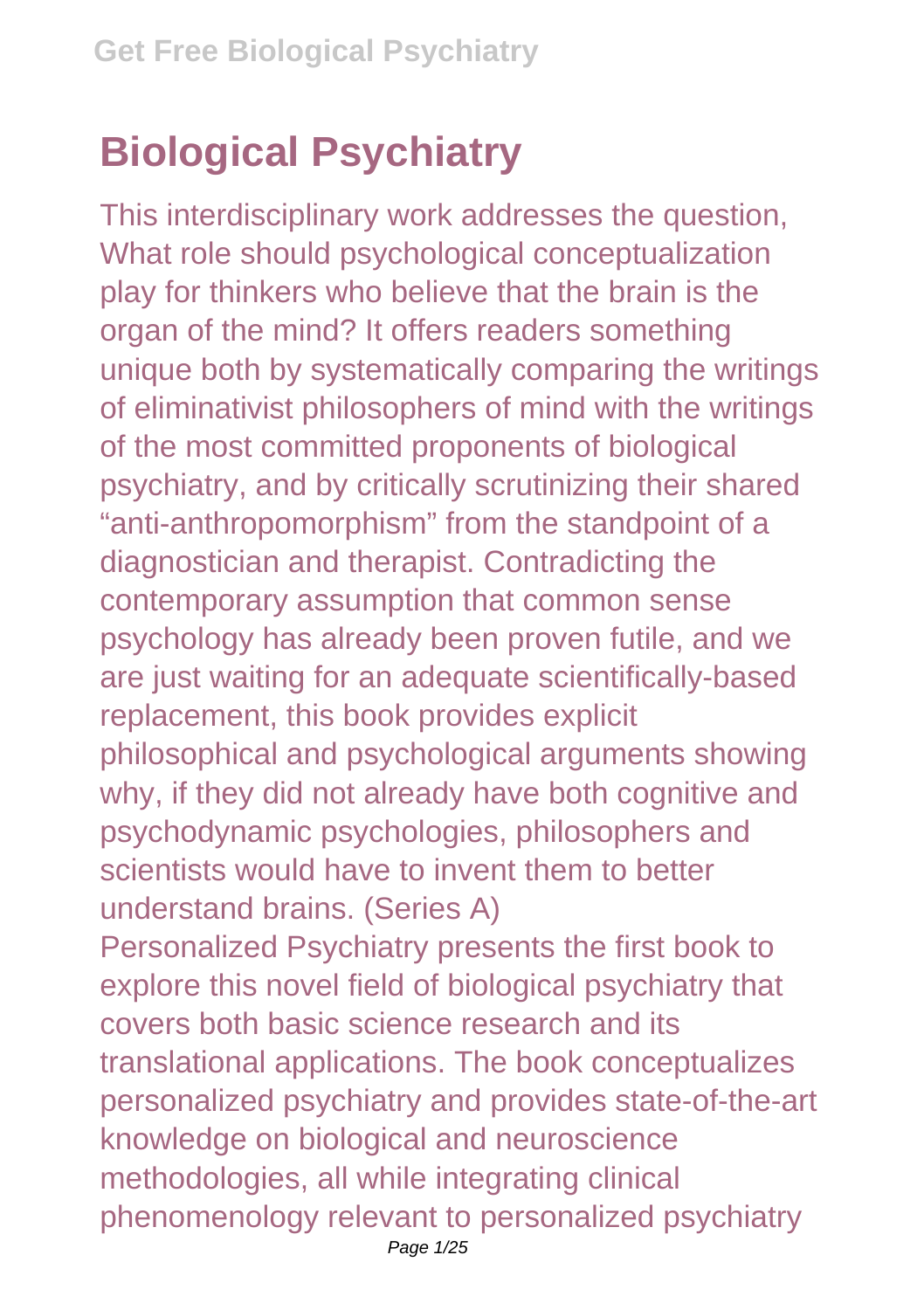# Biological Psychiatry

This interdisciplinary work addresses the question, What role should psychological conceptualization play for thinkers who believe that the brain is the organ of the mind? It offers readers something unique both by systematically comparing the writings of eliminativist philosophers of mind with the writings of the most committed proponents of biological psychiatry, and by critically scrutinizing their shared "anti-anthropomorphism" from the standpoint of a diagnostician and therapist. Contradicting the contemporary assumption that common sense psychology has already been proven futile, and we are just waiting for an adequate scientifically-based replacement, this book provides explicit philosophical and psychological arguments showing why, if they did not already have both cognitive and psychodynamic psychologies, philosophers and scientists would have to invent them to better understand brains. (Series A)

Personalized Psychiatry presents the first book to explore this novel field of biological psychiatry that covers both basic science research and its translational applications. The book conceptualizes personalized psychiatry and provides state-of-the-art knowledge on biological and neuroscience methodologies, all while integrating clinical phenomenology relevant to personalized psychiatry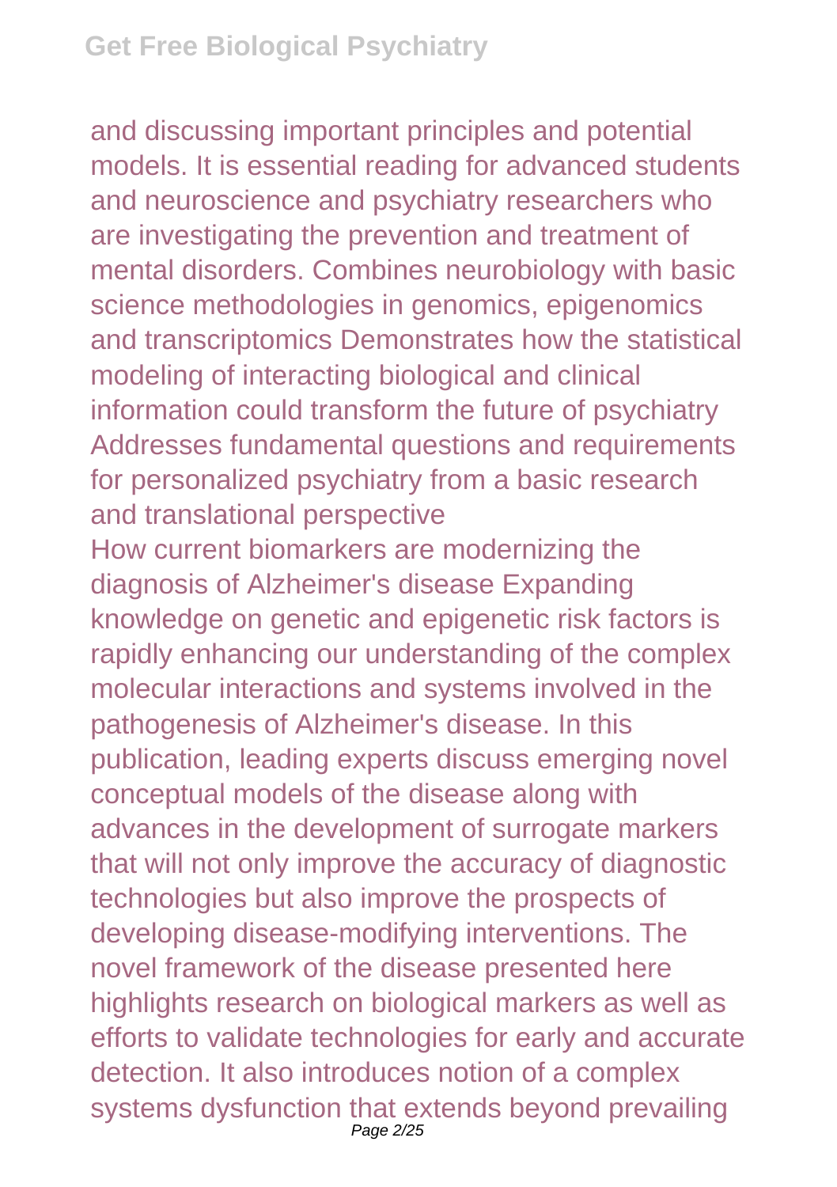and discussing important principles and potential models. It is essential reading for advanced students and neuroscience and psychiatry researchers who are investigating the prevention and treatment of mental disorders. Combines neurobiology with basic science methodologies in genomics, epigenomics and transcriptomics Demonstrates how the statistical modeling of interacting biological and clinical information could transform the future of psychiatry Addresses fundamental questions and requirements for personalized psychiatry from a basic research and translational perspective

How current biomarkers are modernizing the diagnosis of Alzheimer's disease Expanding knowledge on genetic and epigenetic risk factors is rapidly enhancing our understanding of the complex molecular interactions and systems involved in the pathogenesis of Alzheimer's disease. In this publication, leading experts discuss emerging novel conceptual models of the disease along with advances in the development of surrogate markers that will not only improve the accuracy of diagnostic technologies but also improve the prospects of developing disease-modifying interventions. The novel framework of the disease presented here highlights research on biological markers as well as efforts to validate technologies for early and accurate detection. It also introduces notion of a complex systems dysfunction that extends beyond prevailing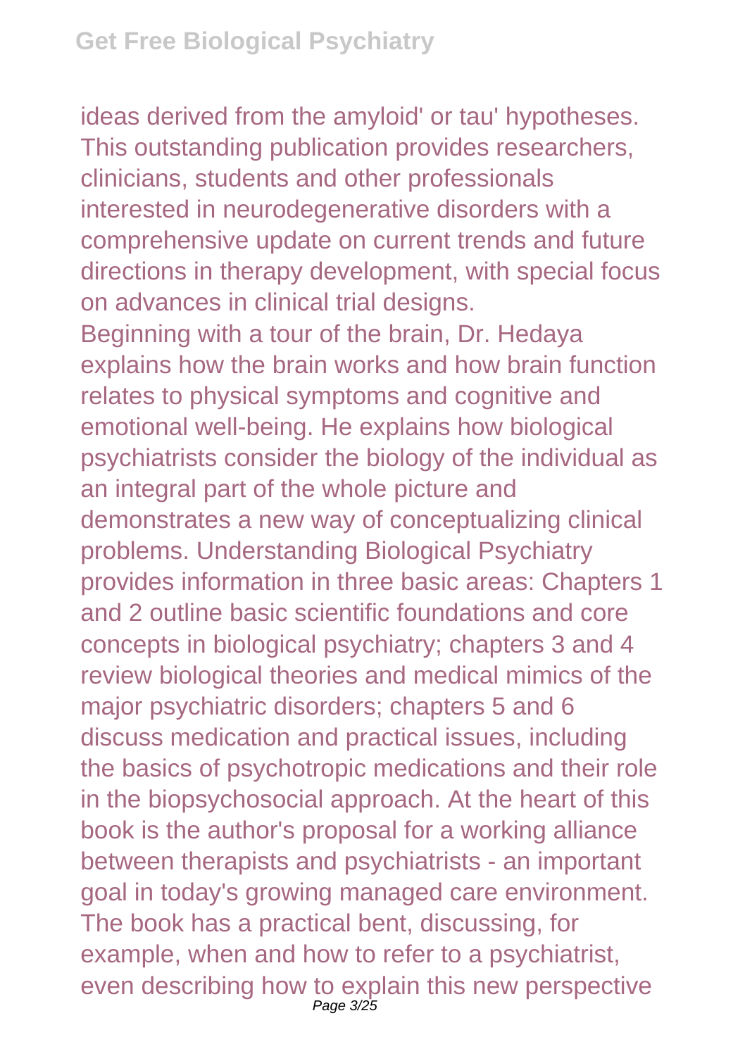ideas derived from the amyloid' or tau' hypotheses. This outstanding publication provides researchers, clinicians, students and other professionals interested in neurodegenerative disorders with a comprehensive update on current trends and future directions in therapy development, with special focus on advances in clinical trial designs.

Beginning with a tour of the brain, Dr. Hedaya explains how the brain works and how brain function relates to physical symptoms and cognitive and emotional well-being. He explains how biological psychiatrists consider the biology of the individual as an integral part of the whole picture and demonstrates a new way of conceptualizing clinical problems. Understanding Biological Psychiatry provides information in three basic areas: Chapters 1 and 2 outline basic scientific foundations and core concepts in biological psychiatry; chapters 3 and 4 review biological theories and medical mimics of the major psychiatric disorders; chapters 5 and 6 discuss medication and practical issues, including the basics of psychotropic medications and their role in the biopsychosocial approach. At the heart of this book is the author's proposal for a working alliance between therapists and psychiatrists - an important goal in today's growing managed care environment. The book has a practical bent, discussing, for example, when and how to refer to a psychiatrist, even describing how to explain this new perspective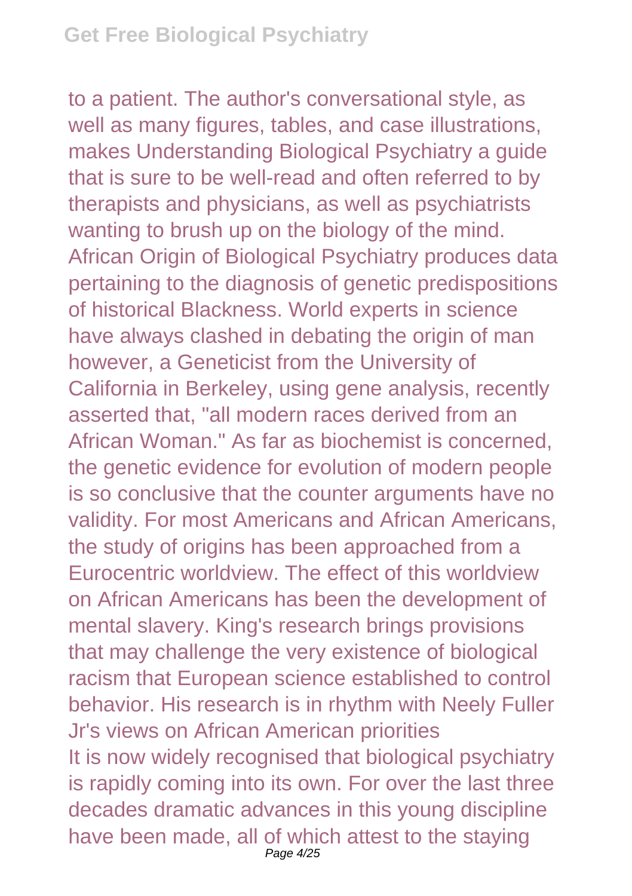to a patient. The author's conversational style, as well as many figures, tables, and case illustrations, makes Understanding Biological Psychiatry a guide that is sure to be well-read and often referred to by therapists and physicians, as well as psychiatrists wanting to brush up on the biology of the mind.
African Origin of Biological Psychiatry produces data pertaining to the diagnosis of genetic predispositions of historical Blackness. World experts in science have always clashed in debating the origin of man however, a Geneticist from the University of California in Berkeley, using gene analysis, recently asserted that, "all modern races derived from an African Woman." As far as biochemist is concerned, the genetic evidence for evolution of modern people is so conclusive that the counter arguments have no validity. For most Americans and African Americans, the study of origins has been approached from a Eurocentric worldview. The effect of this worldview on African Americans has been the development of mental slavery. King's research brings provisions that may challenge the very existence of biological racism that European science established to control behavior. His research is in rhythm with Neely Fuller Jr's views on African American priorities
It is now widely recognised that biological psychiatry is rapidly coming into its own. For over the last three decades dramatic advances in this young discipline have been made, all of which attest to the staying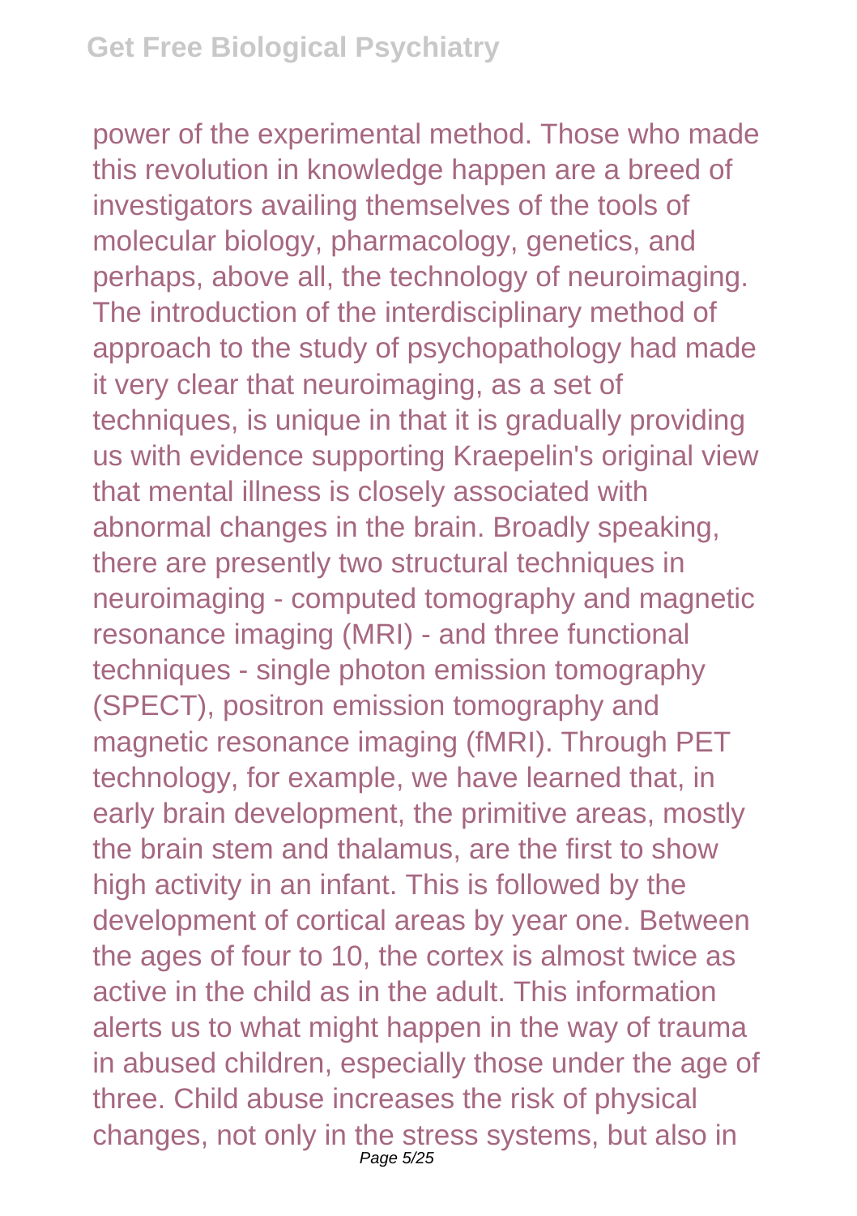power of the experimental method. Those who made this revolution in knowledge happen are a breed of investigators availing themselves of the tools of molecular biology, pharmacology, genetics, and perhaps, above all, the technology of neuroimaging. The introduction of the interdisciplinary method of approach to the study of psychopathology had made it very clear that neuroimaging, as a set of techniques, is unique in that it is gradually providing us with evidence supporting Kraepelin's original view that mental illness is closely associated with abnormal changes in the brain. Broadly speaking, there are presently two structural techniques in neuroimaging - computed tomography and magnetic resonance imaging (MRI) - and three functional techniques - single photon emission tomography (SPECT), positron emission tomography and magnetic resonance imaging (fMRI). Through PET technology, for example, we have learned that, in early brain development, the primitive areas, mostly the brain stem and thalamus, are the first to show high activity in an infant. This is followed by the development of cortical areas by year one. Between the ages of four to 10, the cortex is almost twice as active in the child as in the adult. This information alerts us to what might happen in the way of trauma in abused children, especially those under the age of three. Child abuse increases the risk of physical changes, not only in the stress systems, but also in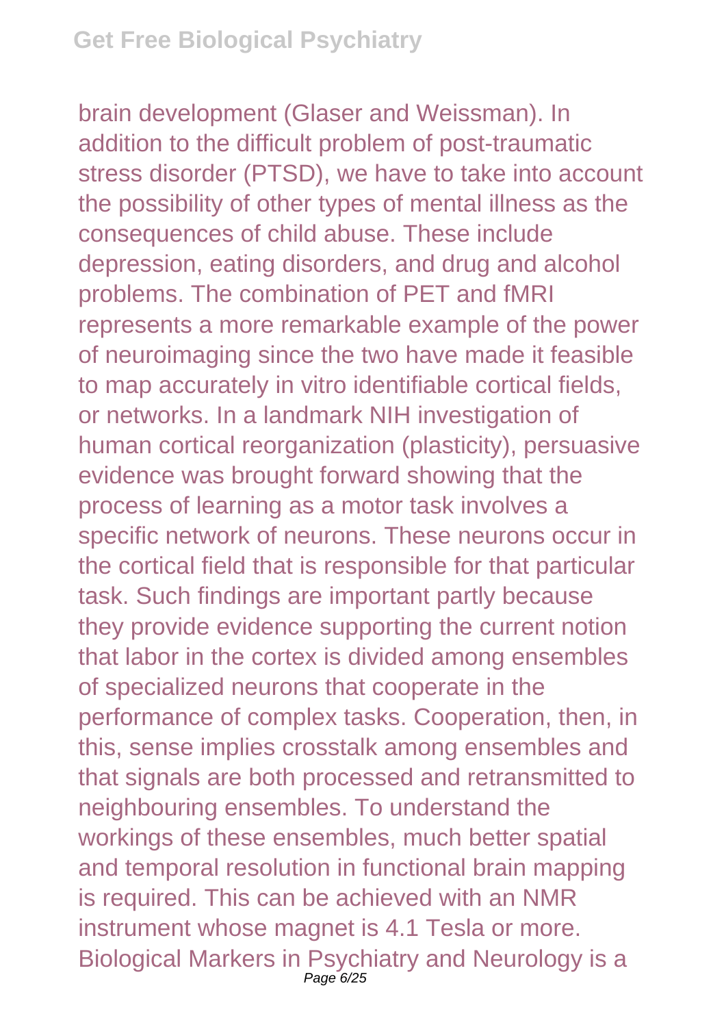brain development (Glaser and Weissman). In addition to the difficult problem of post-traumatic stress disorder (PTSD), we have to take into account the possibility of other types of mental illness as the consequences of child abuse. These include depression, eating disorders, and drug and alcohol problems. The combination of PET and fMRI represents a more remarkable example of the power of neuroimaging since the two have made it feasible to map accurately in vitro identifiable cortical fields, or networks. In a landmark NIH investigation of human cortical reorganization (plasticity), persuasive evidence was brought forward showing that the process of learning as a motor task involves a specific network of neurons. These neurons occur in the cortical field that is responsible for that particular task. Such findings are important partly because they provide evidence supporting the current notion that labor in the cortex is divided among ensembles of specialized neurons that cooperate in the performance of complex tasks. Cooperation, then, in this, sense implies crosstalk among ensembles and that signals are both processed and retransmitted to neighbouring ensembles. To understand the workings of these ensembles, much better spatial and temporal resolution in functional brain mapping is required. This can be achieved with an NMR instrument whose magnet is 4.1 Tesla or more. Biological Markers in Psychiatry and Neurology is a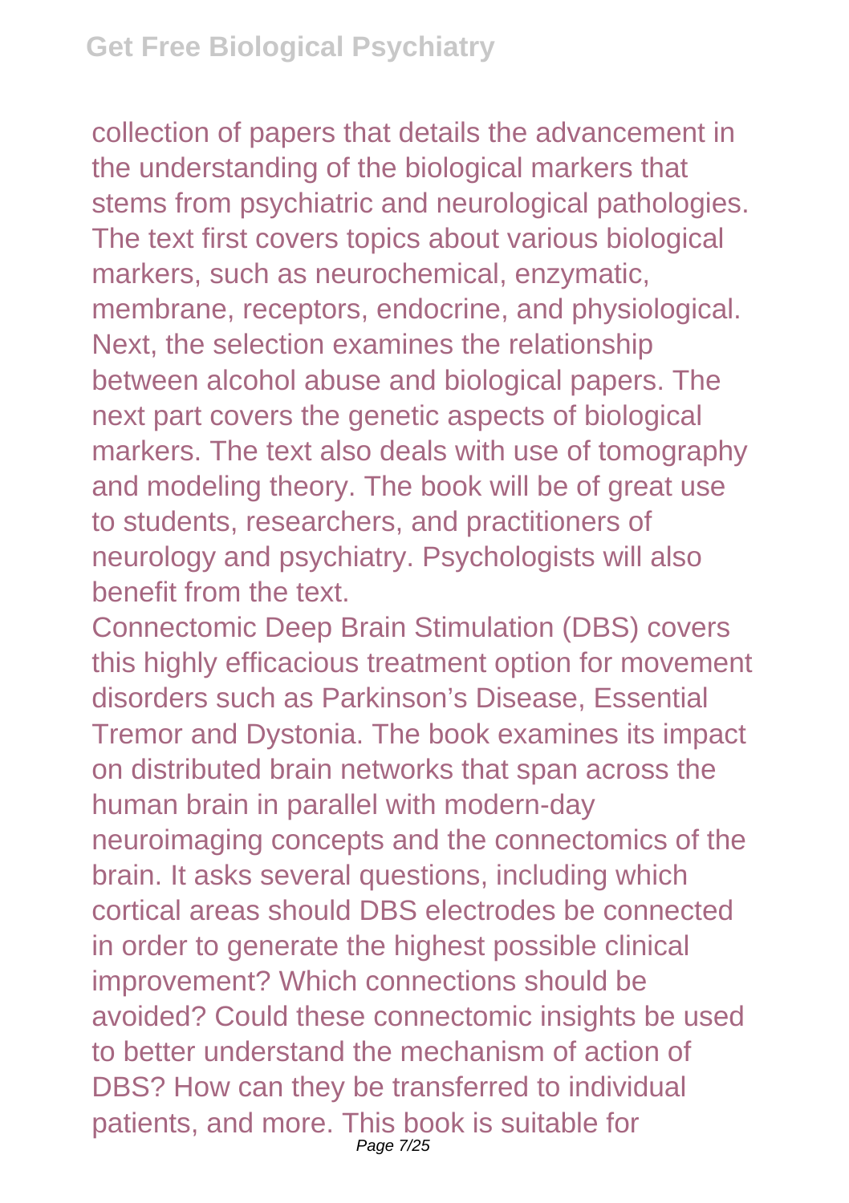collection of papers that details the advancement in the understanding of the biological markers that stems from psychiatric and neurological pathologies. The text first covers topics about various biological markers, such as neurochemical, enzymatic, membrane, receptors, endocrine, and physiological. Next, the selection examines the relationship between alcohol abuse and biological papers. The next part covers the genetic aspects of biological markers. The text also deals with use of tomography and modeling theory. The book will be of great use to students, researchers, and practitioners of neurology and psychiatry. Psychologists will also benefit from the text.

Connectomic Deep Brain Stimulation (DBS) covers this highly efficacious treatment option for movement disorders such as Parkinson's Disease, Essential Tremor and Dystonia. The book examines its impact on distributed brain networks that span across the human brain in parallel with modern-day neuroimaging concepts and the connectomics of the brain. It asks several questions, including which cortical areas should DBS electrodes be connected in order to generate the highest possible clinical improvement? Which connections should be avoided? Could these connectomic insights be used to better understand the mechanism of action of DBS? How can they be transferred to individual patients, and more. This book is suitable for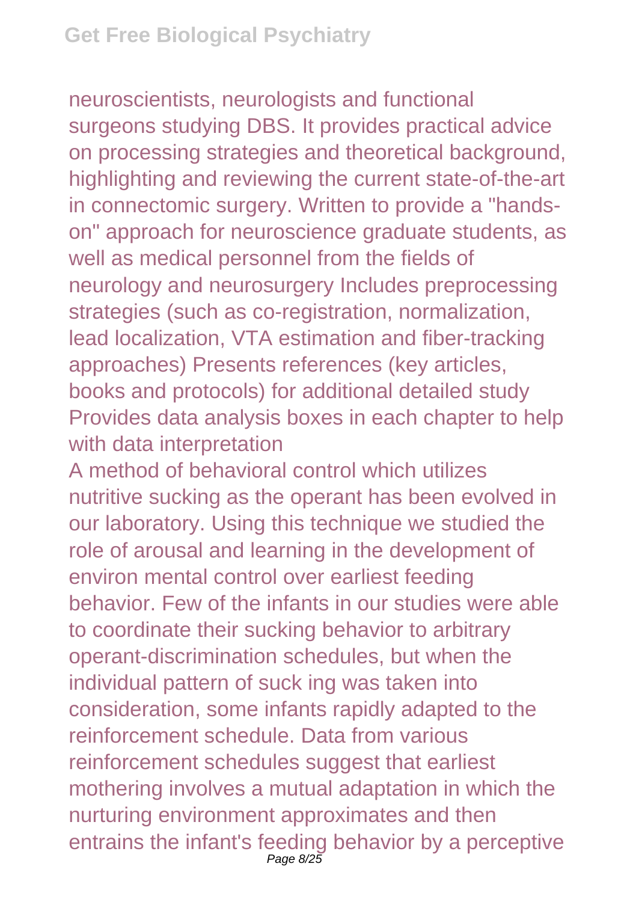neuroscientists, neurologists and functional surgeons studying DBS. It provides practical advice on processing strategies and theoretical background, highlighting and reviewing the current state-of-the-art in connectomic surgery. Written to provide a "hands-on" approach for neuroscience graduate students, as well as medical personnel from the fields of neurology and neurosurgery Includes preprocessing strategies (such as co-registration, normalization, lead localization, VTA estimation and fiber-tracking approaches) Presents references (key articles, books and protocols) for additional detailed study Provides data analysis boxes in each chapter to help with data interpretation

A method of behavioral control which utilizes nutritive sucking as the operant has been evolved in our laboratory. Using this technique we studied the role of arousal and learning in the development of environ mental control over earliest feeding behavior. Few of the infants in our studies were able to coordinate their sucking behavior to arbitrary operant-discrimination schedules, but when the individual pattern of suck ing was taken into consideration, some infants rapidly adapted to the reinforcement schedule. Data from various reinforcement schedules suggest that earliest mothering involves a mutual adaptation in which the nurturing environment approximates and then entrains the infant's feeding behavior by a perceptive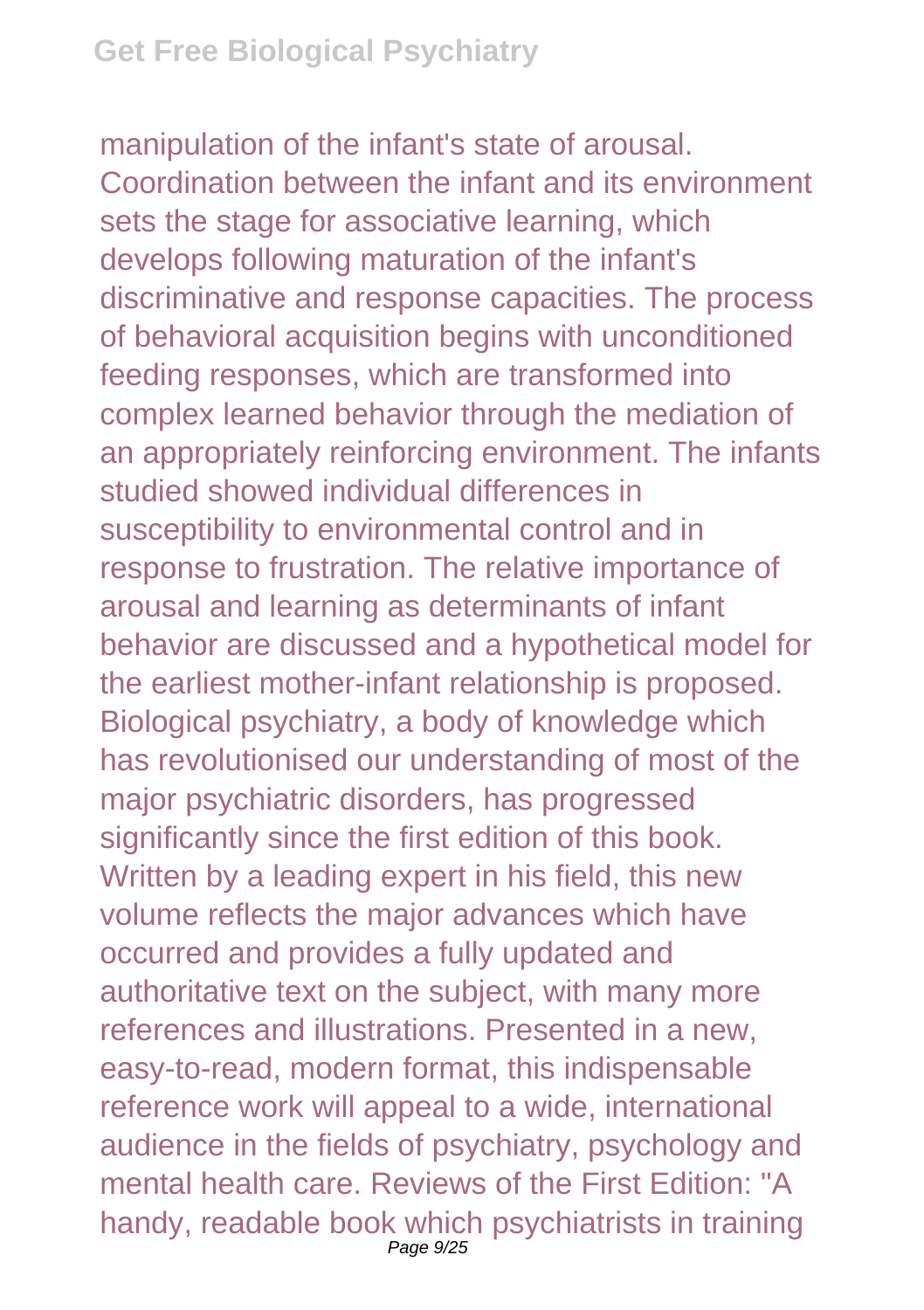manipulation of the infant's state of arousal. Coordination between the infant and its environment sets the stage for associative learning, which develops following maturation of the infant's discriminative and response capacities. The process of behavioral acquisition begins with unconditioned feeding responses, which are transformed into complex learned behavior through the mediation of an appropriately reinforcing environment. The infants studied showed individual differences in susceptibility to environmental control and in response to frustration. The relative importance of arousal and learning as determinants of infant behavior are discussed and a hypothetical model for the earliest mother-infant relationship is proposed. Biological psychiatry, a body of knowledge which has revolutionised our understanding of most of the major psychiatric disorders, has progressed significantly since the first edition of this book. Written by a leading expert in his field, this new volume reflects the major advances which have occurred and provides a fully updated and authoritative text on the subject, with many more references and illustrations. Presented in a new, easy-to-read, modern format, this indispensable reference work will appeal to a wide, international audience in the fields of psychiatry, psychology and mental health care. Reviews of the First Edition: "A handy, readable book which psychiatrists in training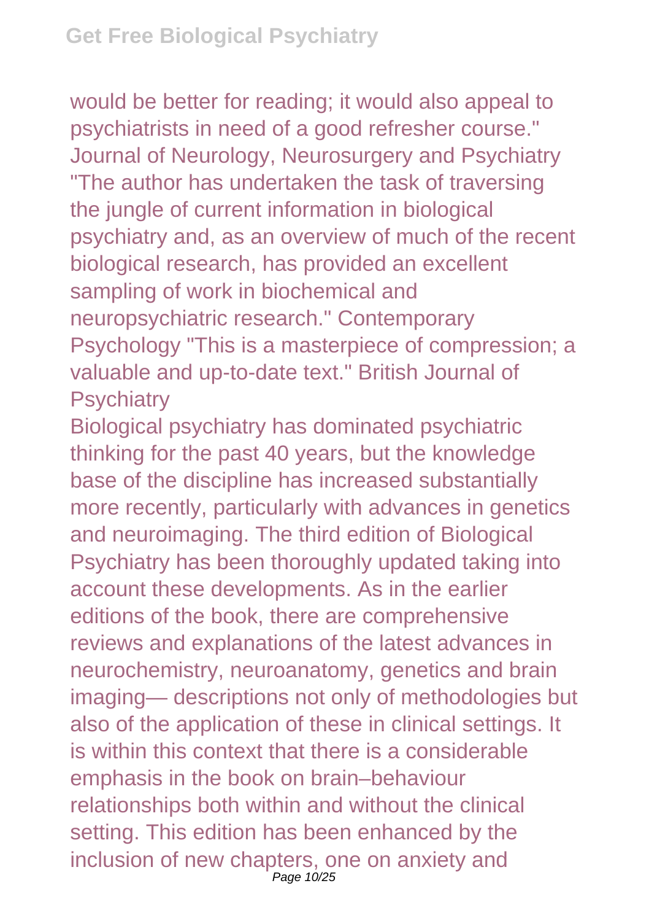would be better for reading; it would also appeal to psychiatrists in need of a good refresher course." Journal of Neurology, Neurosurgery and Psychiatry "The author has undertaken the task of traversing the jungle of current information in biological psychiatry and, as an overview of much of the recent biological research, has provided an excellent sampling of work in biochemical and neuropsychiatric research." Contemporary Psychology "This is a masterpiece of compression; a valuable and up-to-date text." British Journal of Psychiatry

Biological psychiatry has dominated psychiatric thinking for the past 40 years, but the knowledge base of the discipline has increased substantially more recently, particularly with advances in genetics and neuroimaging. The third edition of Biological Psychiatry has been thoroughly updated taking into account these developments. As in the earlier editions of the book, there are comprehensive reviews and explanations of the latest advances in neurochemistry, neuroanatomy, genetics and brain imaging— descriptions not only of methodologies but also of the application of these in clinical settings. It is within this context that there is a considerable emphasis in the book on brain–behaviour relationships both within and without the clinical setting. This edition has been enhanced by the inclusion of new chapters, one on anxiety and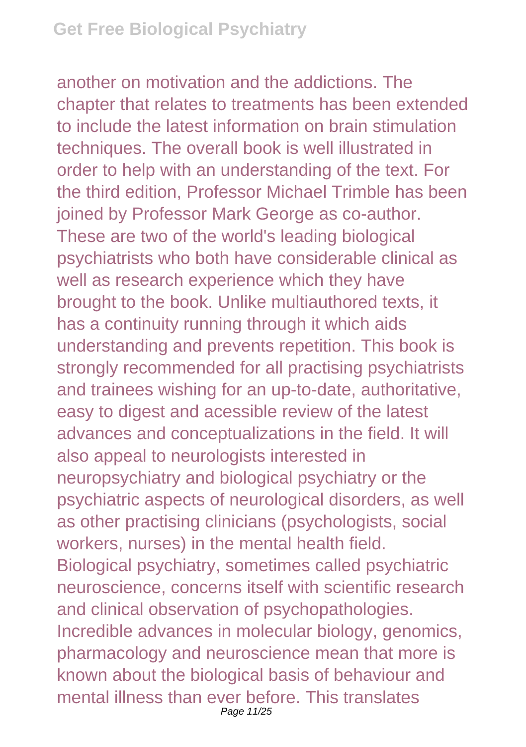another on motivation and the addictions. The chapter that relates to treatments has been extended to include the latest information on brain stimulation techniques. The overall book is well illustrated in order to help with an understanding of the text. For the third edition, Professor Michael Trimble has been joined by Professor Mark George as co-author. These are two of the world's leading biological psychiatrists who both have considerable clinical as well as research experience which they have brought to the book. Unlike multiauthored texts, it has a continuity running through it which aids understanding and prevents repetition. This book is strongly recommended for all practising psychiatrists and trainees wishing for an up-to-date, authoritative, easy to digest and acessible review of the latest advances and conceptualizations in the field. It will also appeal to neurologists interested in neuropsychiatry and biological psychiatry or the psychiatric aspects of neurological disorders, as well as other practising clinicians (psychologists, social workers, nurses) in the mental health field.
Biological psychiatry, sometimes called psychiatric neuroscience, concerns itself with scientific research and clinical observation of psychopathologies. Incredible advances in molecular biology, genomics, pharmacology and neuroscience mean that more is known about the biological basis of behaviour and mental illness than ever before. This translates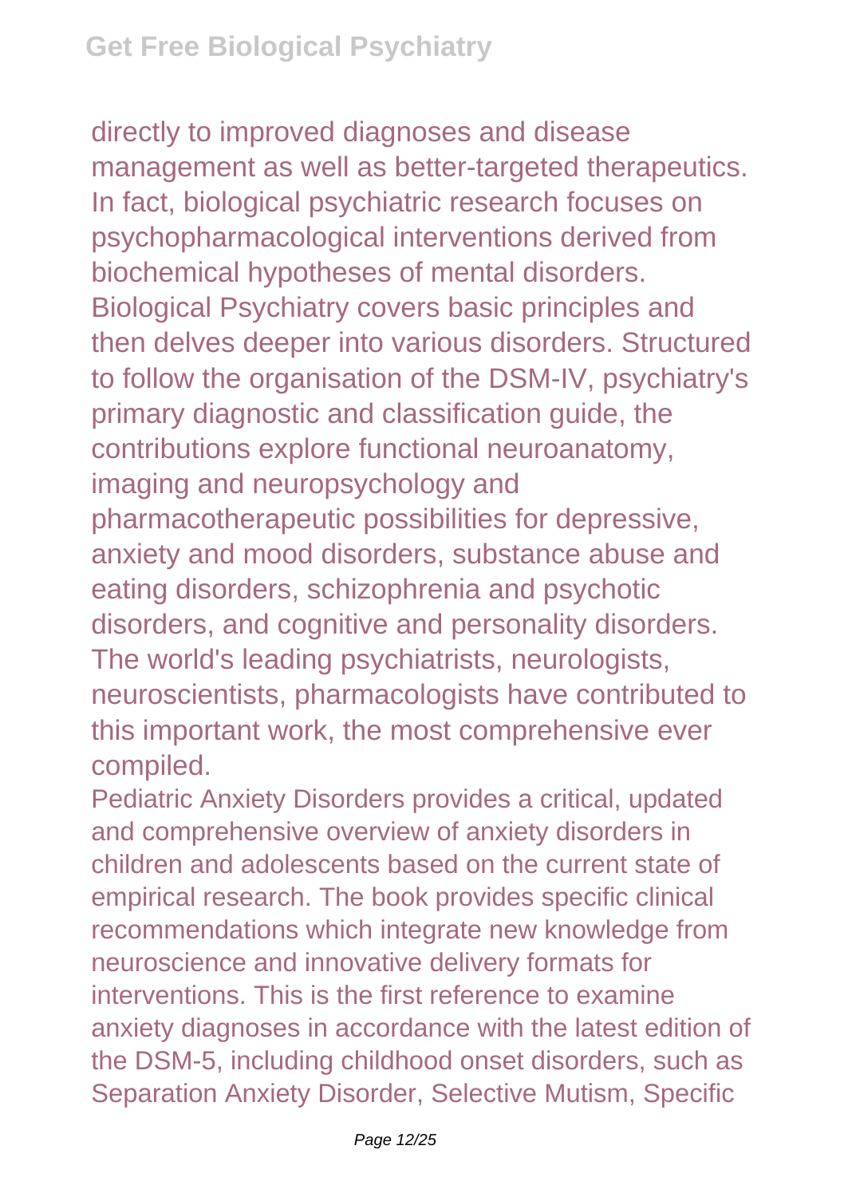directly to improved diagnoses and disease management as well as better-targeted therapeutics. In fact, biological psychiatric research focuses on psychopharmacological interventions derived from biochemical hypotheses of mental disorders. Biological Psychiatry covers basic principles and then delves deeper into various disorders. Structured to follow the organisation of the DSM-IV, psychiatry's primary diagnostic and classification guide, the contributions explore functional neuroanatomy, imaging and neuropsychology and pharmacotherapeutic possibilities for depressive, anxiety and mood disorders, substance abuse and eating disorders, schizophrenia and psychotic disorders, and cognitive and personality disorders. The world's leading psychiatrists, neurologists, neuroscientists, pharmacologists have contributed to this important work, the most comprehensive ever compiled.

Pediatric Anxiety Disorders provides a critical, updated and comprehensive overview of anxiety disorders in children and adolescents based on the current state of empirical research. The book provides specific clinical recommendations which integrate new knowledge from neuroscience and innovative delivery formats for interventions. This is the first reference to examine anxiety diagnoses in accordance with the latest edition of the DSM-5, including childhood onset disorders, such as Separation Anxiety Disorder, Selective Mutism, Specific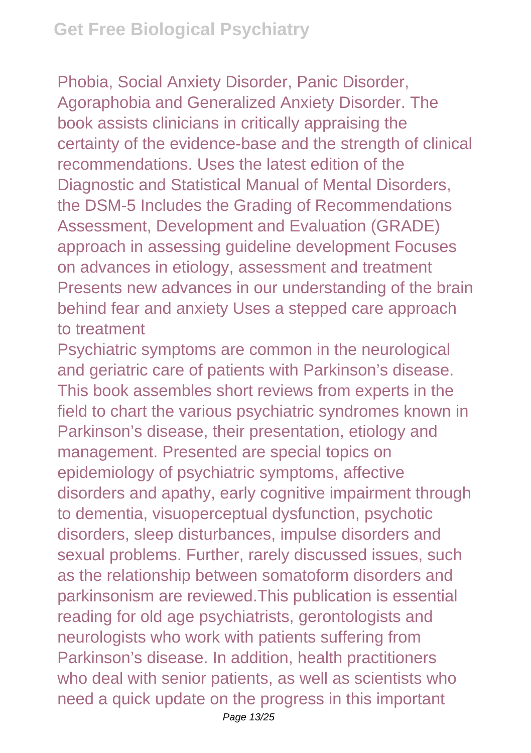Phobia, Social Anxiety Disorder, Panic Disorder, Agoraphobia and Generalized Anxiety Disorder. The book assists clinicians in critically appraising the certainty of the evidence-base and the strength of clinical recommendations. Uses the latest edition of the Diagnostic and Statistical Manual of Mental Disorders, the DSM-5 Includes the Grading of Recommendations Assessment, Development and Evaluation (GRADE) approach in assessing guideline development Focuses on advances in etiology, assessment and treatment Presents new advances in our understanding of the brain behind fear and anxiety Uses a stepped care approach to treatment

Psychiatric symptoms are common in the neurological and geriatric care of patients with Parkinson's disease. This book assembles short reviews from experts in the field to chart the various psychiatric syndromes known in Parkinson's disease, their presentation, etiology and management. Presented are special topics on epidemiology of psychiatric symptoms, affective disorders and apathy, early cognitive impairment through to dementia, visuoperceptual dysfunction, psychotic disorders, sleep disturbances, impulse disorders and sexual problems. Further, rarely discussed issues, such as the relationship between somatoform disorders and parkinsonism are reviewed.This publication is essential reading for old age psychiatrists, gerontologists and neurologists who work with patients suffering from Parkinson's disease. In addition, health practitioners who deal with senior patients, as well as scientists who need a quick update on the progress in this important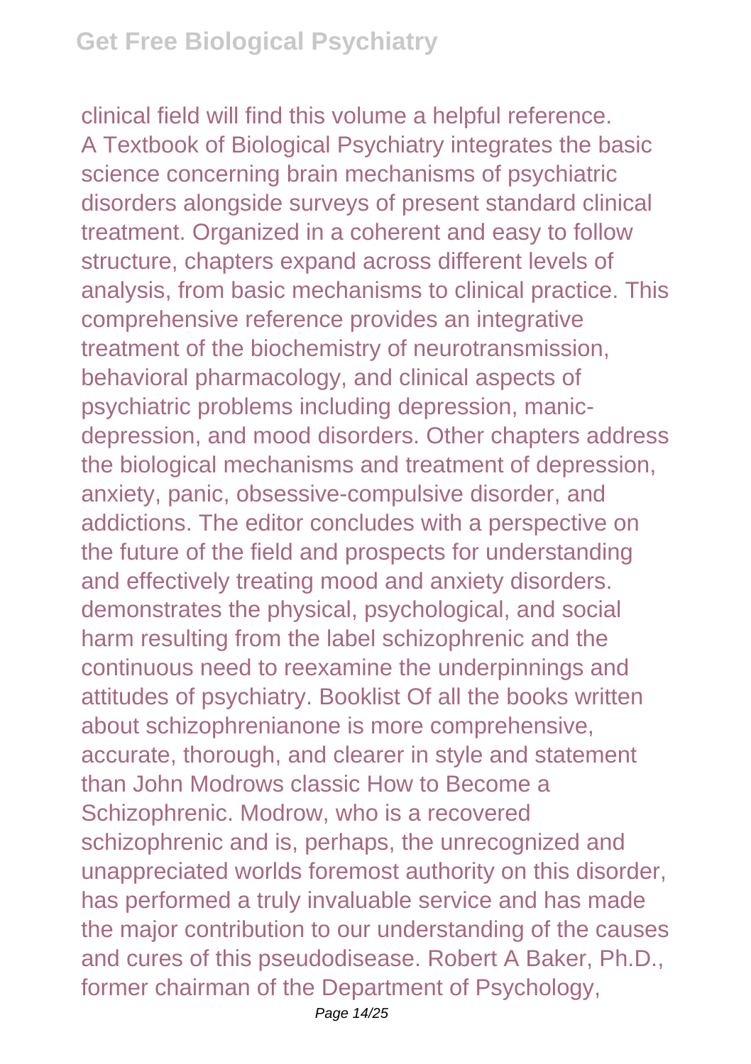clinical field will find this volume a helpful reference. A Textbook of Biological Psychiatry integrates the basic science concerning brain mechanisms of psychiatric disorders alongside surveys of present standard clinical treatment. Organized in a coherent and easy to follow structure, chapters expand across different levels of analysis, from basic mechanisms to clinical practice. This comprehensive reference provides an integrative treatment of the biochemistry of neurotransmission, behavioral pharmacology, and clinical aspects of psychiatric problems including depression, manic-depression, and mood disorders. Other chapters address the biological mechanisms and treatment of depression, anxiety, panic, obsessive-compulsive disorder, and addictions. The editor concludes with a perspective on the future of the field and prospects for understanding and effectively treating mood and anxiety disorders. demonstrates the physical, psychological, and social harm resulting from the label schizophrenic and the continuous need to reexamine the underpinnings and attitudes of psychiatry. Booklist Of all the books written about schizophrenianone is more comprehensive, accurate, thorough, and clearer in style and statement than John Modrows classic How to Become a Schizophrenic. Modrow, who is a recovered schizophrenic and is, perhaps, the unrecognized and unappreciated worlds foremost authority on this disorder, has performed a truly invaluable service and has made the major contribution to our understanding of the causes and cures of this pseudodisease. Robert A Baker, Ph.D., former chairman of the Department of Psychology,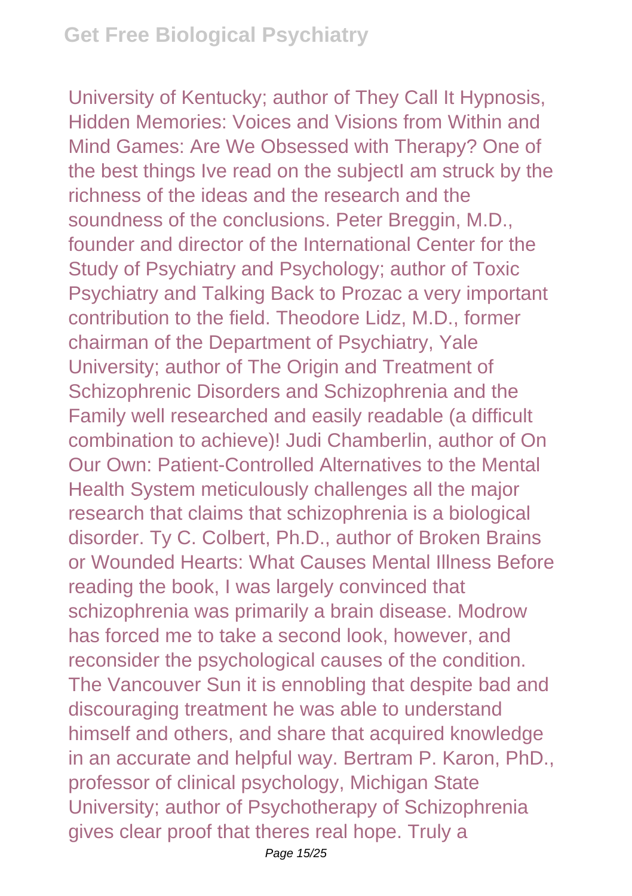University of Kentucky; author of They Call It Hypnosis, Hidden Memories: Voices and Visions from Within and Mind Games: Are We Obsessed with Therapy? One of the best things Ive read on the subjectI am struck by the richness of the ideas and the research and the soundness of the conclusions. Peter Breggin, M.D., founder and director of the International Center for the Study of Psychiatry and Psychology; author of Toxic Psychiatry and Talking Back to Prozac a very important contribution to the field. Theodore Lidz, M.D., former chairman of the Department of Psychiatry, Yale University; author of The Origin and Treatment of Schizophrenic Disorders and Schizophrenia and the Family well researched and easily readable (a difficult combination to achieve)! Judi Chamberlin, author of On Our Own: Patient-Controlled Alternatives to the Mental Health System meticulously challenges all the major research that claims that schizophrenia is a biological disorder. Ty C. Colbert, Ph.D., author of Broken Brains or Wounded Hearts: What Causes Mental Illness Before reading the book, I was largely convinced that schizophrenia was primarily a brain disease. Modrow has forced me to take a second look, however, and reconsider the psychological causes of the condition. The Vancouver Sun it is ennobling that despite bad and discouraging treatment he was able to understand himself and others, and share that acquired knowledge in an accurate and helpful way. Bertram P. Karon, PhD., professor of clinical psychology, Michigan State University; author of Psychotherapy of Schizophrenia gives clear proof that theres real hope. Truly a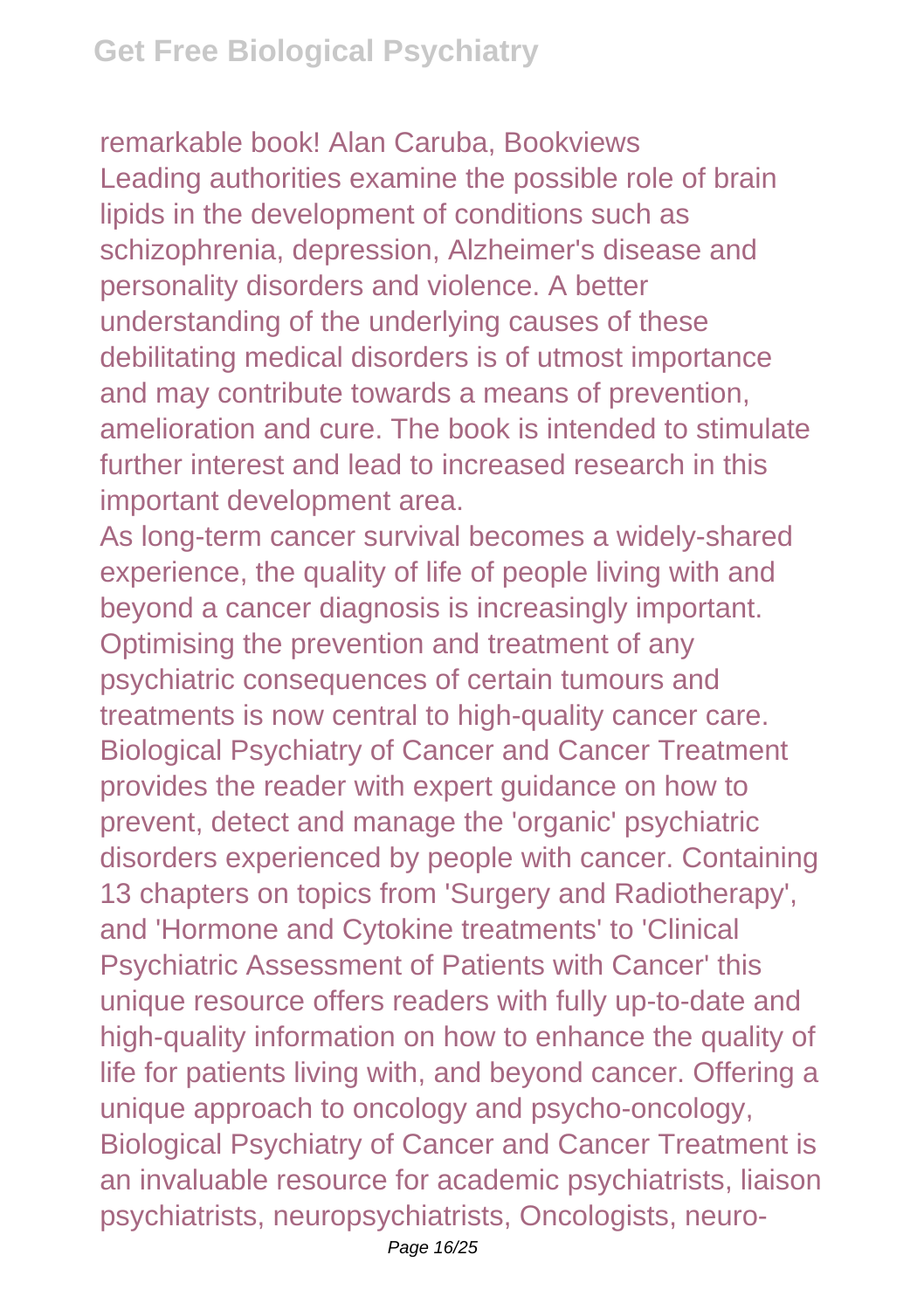remarkable book! Alan Caruba, Bookviews

Leading authorities examine the possible role of brain lipids in the development of conditions such as schizophrenia, depression, Alzheimer's disease and personality disorders and violence. A better understanding of the underlying causes of these debilitating medical disorders is of utmost importance and may contribute towards a means of prevention, amelioration and cure. The book is intended to stimulate further interest and lead to increased research in this important development area.

As long-term cancer survival becomes a widely-shared experience, the quality of life of people living with and beyond a cancer diagnosis is increasingly important. Optimising the prevention and treatment of any psychiatric consequences of certain tumours and treatments is now central to high-quality cancer care. Biological Psychiatry of Cancer and Cancer Treatment provides the reader with expert guidance on how to prevent, detect and manage the 'organic' psychiatric disorders experienced by people with cancer. Containing 13 chapters on topics from 'Surgery and Radiotherapy', and 'Hormone and Cytokine treatments' to 'Clinical Psychiatric Assessment of Patients with Cancer' this unique resource offers readers with fully up-to-date and high-quality information on how to enhance the quality of life for patients living with, and beyond cancer. Offering a unique approach to oncology and psycho-oncology, Biological Psychiatry of Cancer and Cancer Treatment is an invaluable resource for academic psychiatrists, liaison psychiatrists, neuropsychiatrists, Oncologists, neuro-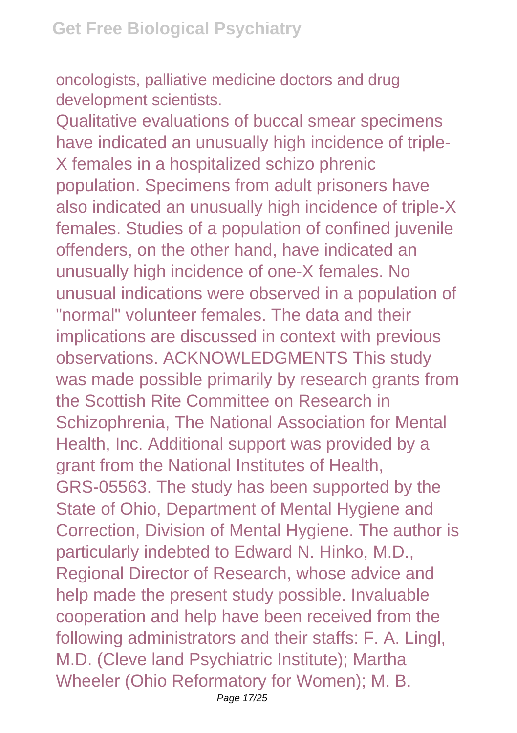oncologists, palliative medicine doctors and drug development scientists.

Qualitative evaluations of buccal smear specimens have indicated an unusually high incidence of triple-X females in a hospitalized schizo phrenic population. Specimens from adult prisoners have also indicated an unusually high incidence of triple-X females. Studies of a population of confined juvenile offenders, on the other hand, have indicated an unusually high incidence of one-X females. No unusual indications were observed in a population of "normal" volunteer females. The data and their implications are discussed in context with previous observations. ACKNOWLEDGMENTS This study was made possible primarily by research grants from the Scottish Rite Committee on Research in Schizophrenia, The National Association for Mental Health, Inc. Additional support was provided by a grant from the National Institutes of Health, GRS-05563. The study has been supported by the State of Ohio, Department of Mental Hygiene and Correction, Division of Mental Hygiene. The author is particularly indebted to Edward N. Hinko, M.D., Regional Director of Research, whose advice and help made the present study possible. Invaluable cooperation and help have been received from the following administrators and their staffs: F. A. Lingl, M.D. (Cleve land Psychiatric Institute); Martha Wheeler (Ohio Reformatory for Women); M. B.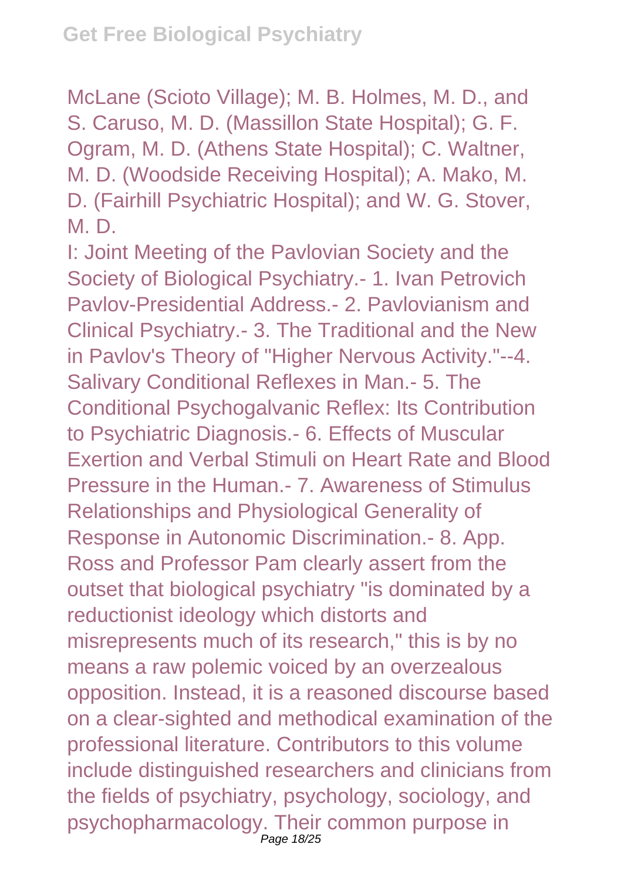McLane (Scioto Village); M. B. Holmes, M. D., and S. Caruso, M. D. (Massillon State Hospital); G. F. Ogram, M. D. (Athens State Hospital); C. Waltner, M. D. (Woodside Receiving Hospital); A. Mako, M. D. (Fairhill Psychiatric Hospital); and W. G. Stover, M. D.

I: Joint Meeting of the Pavlovian Society and the Society of Biological Psychiatry.- 1. Ivan Petrovich Pavlov-Presidential Address.- 2. Pavlovianism and Clinical Psychiatry.- 3. The Traditional and the New in Pavlov's Theory of "Higher Nervous Activity."--4. Salivary Conditional Reflexes in Man.- 5. The Conditional Psychogalvanic Reflex: Its Contribution to Psychiatric Diagnosis.- 6. Effects of Muscular Exertion and Verbal Stimuli on Heart Rate and Blood Pressure in the Human.- 7. Awareness of Stimulus Relationships and Physiological Generality of Response in Autonomic Discrimination.- 8. App. Ross and Professor Pam clearly assert from the outset that biological psychiatry "is dominated by a reductionist ideology which distorts and misrepresents much of its research," this is by no means a raw polemic voiced by an overzealous opposition. Instead, it is a reasoned discourse based on a clear-sighted and methodical examination of the professional literature. Contributors to this volume include distinguished researchers and clinicians from the fields of psychiatry, psychology, sociology, and psychopharmacology. Their common purpose in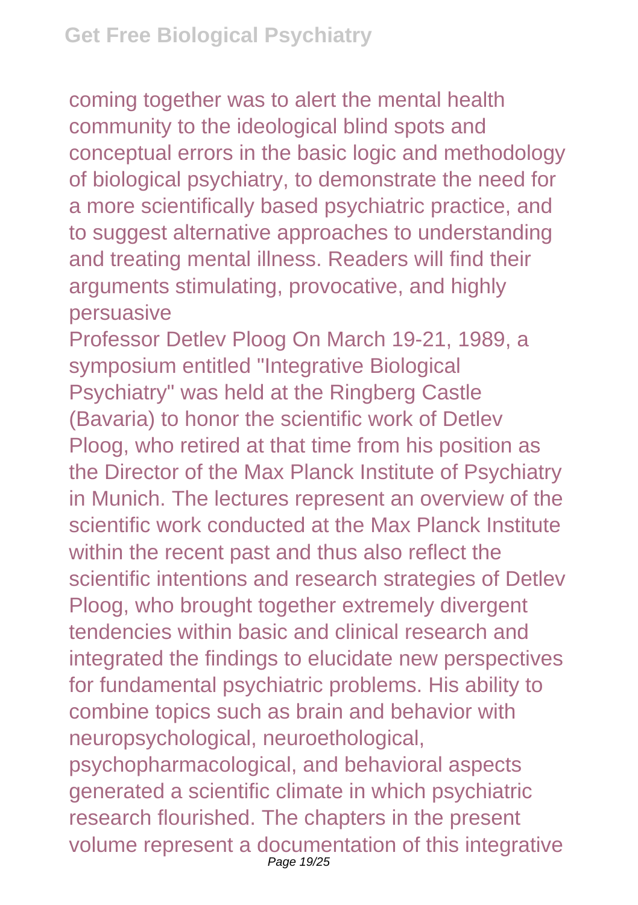coming together was to alert the mental health community to the ideological blind spots and conceptual errors in the basic logic and methodology of biological psychiatry, to demonstrate the need for a more scientifically based psychiatric practice, and to suggest alternative approaches to understanding and treating mental illness. Readers will find their arguments stimulating, provocative, and highly persuasive

Professor Detlev Ploog On March 19-21, 1989, a symposium entitled "Integrative Biological Psychiatry" was held at the Ringberg Castle (Bavaria) to honor the scientific work of Detlev Ploog, who retired at that time from his position as the Director of the Max Planck Institute of Psychiatry in Munich. The lectures represent an overview of the scientific work conducted at the Max Planck Institute within the recent past and thus also reflect the scientific intentions and research strategies of Detlev Ploog, who brought together extremely divergent tendencies within basic and clinical research and integrated the findings to elucidate new perspectives for fundamental psychiatric problems. His ability to combine topics such as brain and behavior with neuropsychological, neuroethological, psychopharmacological, and behavioral aspects generated a scientific climate in which psychiatric research flourished. The chapters in the present volume represent a documentation of this integrative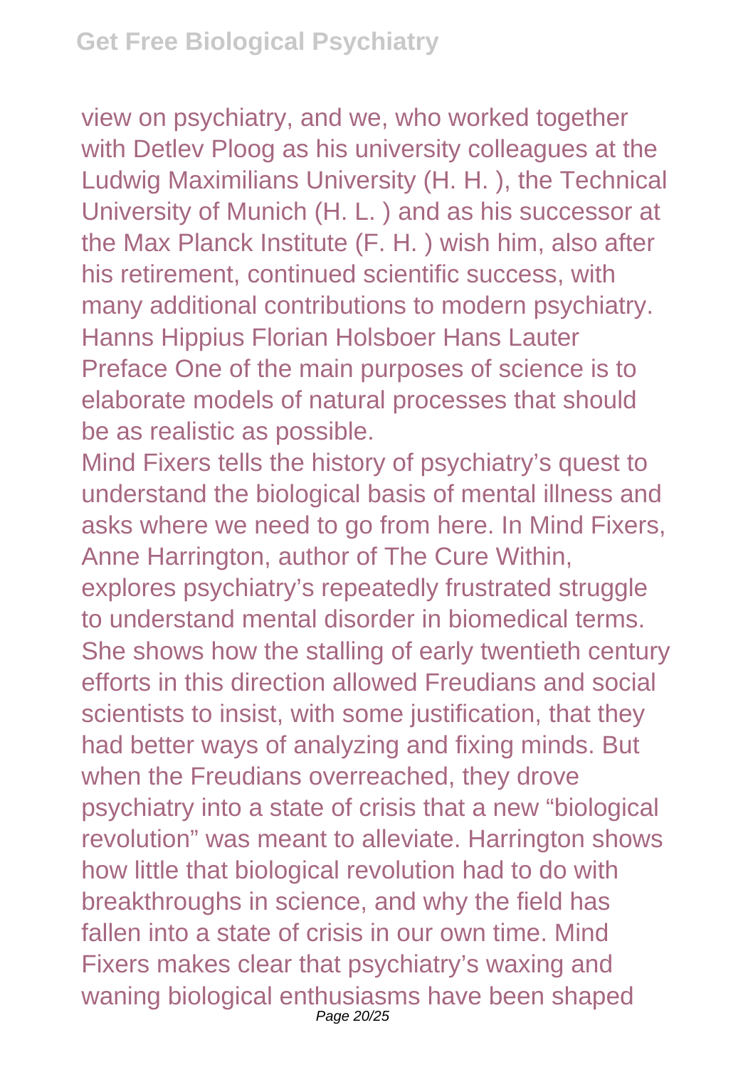view on psychiatry, and we, who worked together with Detlev Ploog as his university colleagues at the Ludwig Maximilians University (H. H. ), the Technical University of Munich (H. L. ) and as his successor at the Max Planck Institute (F. H. ) wish him, also after his retirement, continued scientific success, with many additional contributions to modern psychiatry. Hanns Hippius Florian Holsboer Hans Lauter Preface One of the main purposes of science is to elaborate models of natural processes that should be as realistic as possible.

Mind Fixers tells the history of psychiatry's quest to understand the biological basis of mental illness and asks where we need to go from here. In Mind Fixers, Anne Harrington, author of The Cure Within, explores psychiatry's repeatedly frustrated struggle to understand mental disorder in biomedical terms. She shows how the stalling of early twentieth century efforts in this direction allowed Freudians and social scientists to insist, with some justification, that they had better ways of analyzing and fixing minds. But when the Freudians overreached, they drove psychiatry into a state of crisis that a new "biological revolution" was meant to alleviate. Harrington shows how little that biological revolution had to do with breakthroughs in science, and why the field has fallen into a state of crisis in our own time. Mind Fixers makes clear that psychiatry's waxing and waning biological enthusiasms have been shaped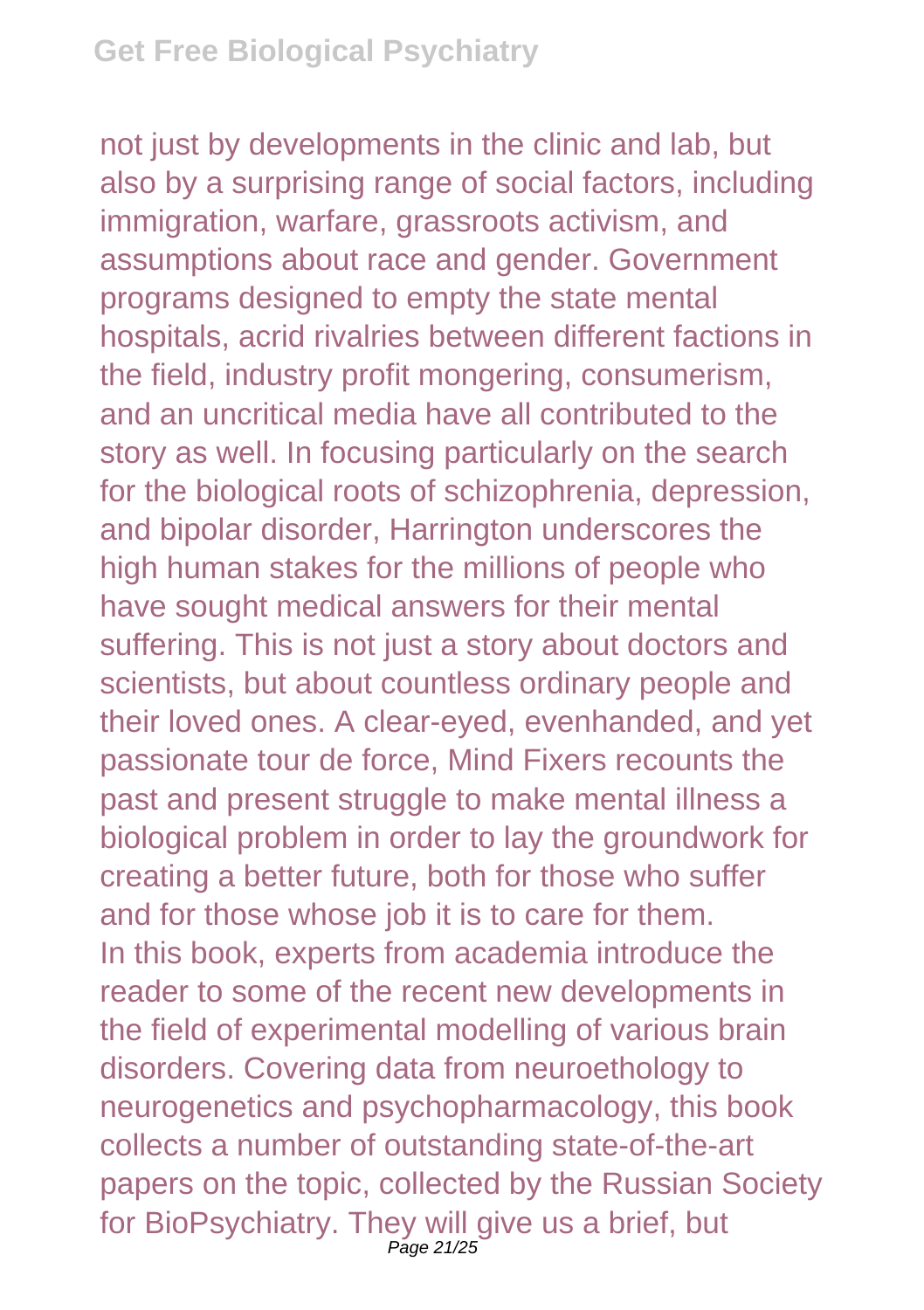not just by developments in the clinic and lab, but also by a surprising range of social factors, including immigration, warfare, grassroots activism, and assumptions about race and gender. Government programs designed to empty the state mental hospitals, acrid rivalries between different factions in the field, industry profit mongering, consumerism, and an uncritical media have all contributed to the story as well. In focusing particularly on the search for the biological roots of schizophrenia, depression, and bipolar disorder, Harrington underscores the high human stakes for the millions of people who have sought medical answers for their mental suffering. This is not just a story about doctors and scientists, but about countless ordinary people and their loved ones. A clear-eyed, evenhanded, and yet passionate tour de force, Mind Fixers recounts the past and present struggle to make mental illness a biological problem in order to lay the groundwork for creating a better future, both for those who suffer and for those whose job it is to care for them.

In this book, experts from academia introduce the reader to some of the recent new developments in the field of experimental modelling of various brain disorders. Covering data from neuroethology to neurogenetics and psychopharmacology, this book collects a number of outstanding state-of-the-art papers on the topic, collected by the Russian Society for BioPsychiatry. They will give us a brief, but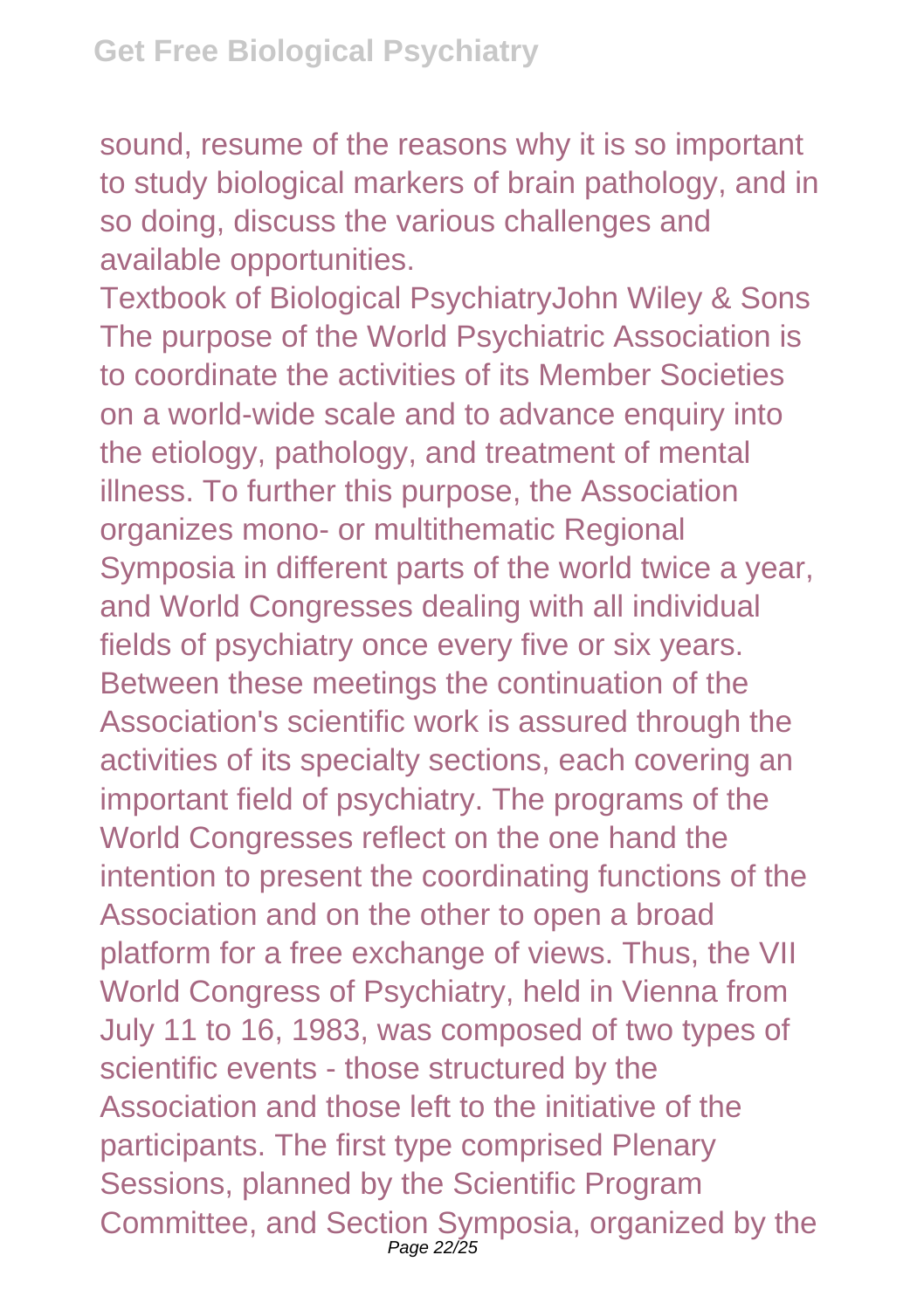sound, resume of the reasons why it is so important to study biological markers of brain pathology, and in so doing, discuss the various challenges and available opportunities.

Textbook of Biological PsychiatryJohn Wiley & Sons
The purpose of the World Psychiatric Association is to coordinate the activities of its Member Societies on a world-wide scale and to advance enquiry into the etiology, pathology, and treatment of mental illness. To further this purpose, the Association organizes mono- or multithematic Regional Symposia in different parts of the world twice a year, and World Congresses dealing with all individual fields of psychiatry once every five or six years. Between these meetings the continuation of the Association's scientific work is assured through the activities of its specialty sections, each covering an important field of psychiatry. The programs of the World Congresses reflect on the one hand the intention to present the coordinating functions of the Association and on the other to open a broad platform for a free exchange of views. Thus, the VII World Congress of Psychiatry, held in Vienna from July 11 to 16, 1983, was composed of two types of scientific events - those structured by the Association and those left to the initiative of the participants. The first type comprised Plenary Sessions, planned by the Scientific Program Committee, and Section Symposia, organized by the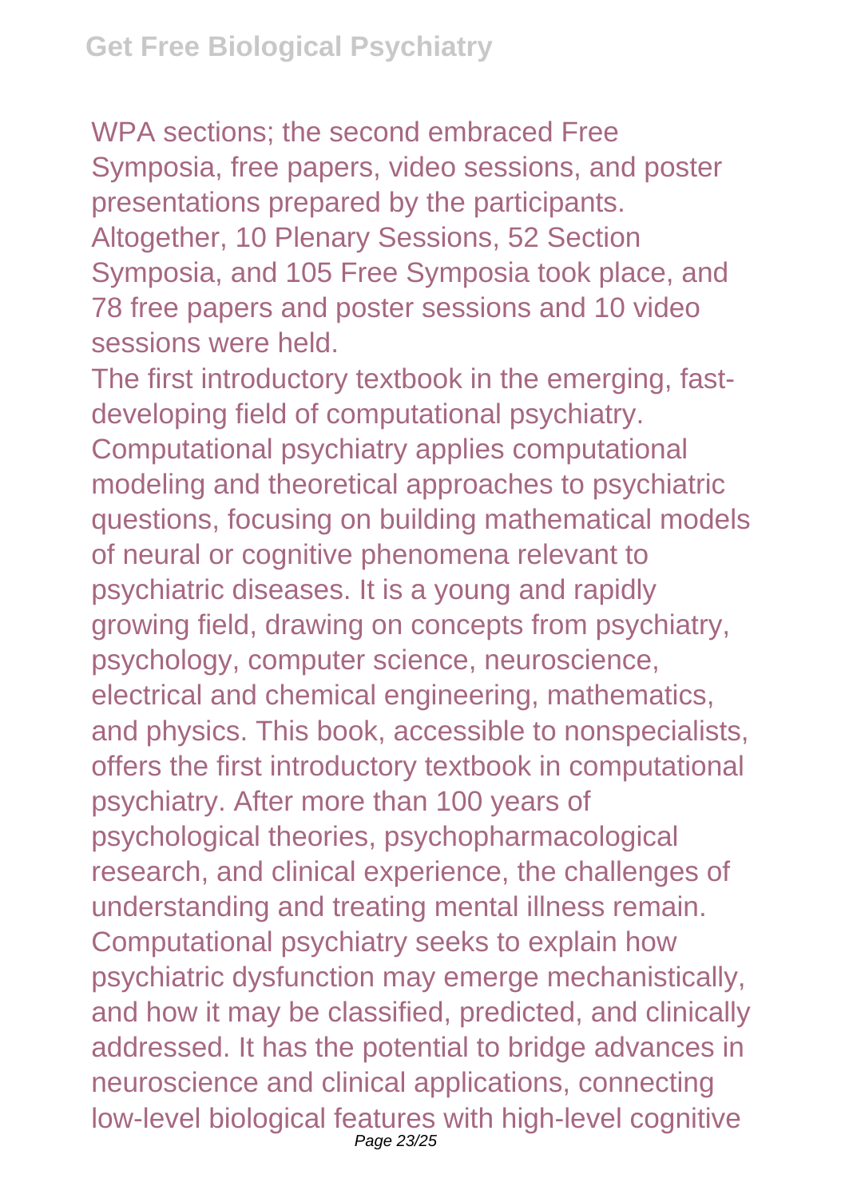WPA sections; the second embraced Free Symposia, free papers, video sessions, and poster presentations prepared by the participants. Altogether, 10 Plenary Sessions, 52 Section Symposia, and 105 Free Symposia took place, and 78 free papers and poster sessions and 10 video sessions were held.

The first introductory textbook in the emerging, fast-developing field of computational psychiatry. Computational psychiatry applies computational modeling and theoretical approaches to psychiatric questions, focusing on building mathematical models of neural or cognitive phenomena relevant to psychiatric diseases. It is a young and rapidly growing field, drawing on concepts from psychiatry, psychology, computer science, neuroscience, electrical and chemical engineering, mathematics, and physics. This book, accessible to nonspecialists, offers the first introductory textbook in computational psychiatry. After more than 100 years of psychological theories, psychopharmacological research, and clinical experience, the challenges of understanding and treating mental illness remain. Computational psychiatry seeks to explain how psychiatric dysfunction may emerge mechanistically, and how it may be classified, predicted, and clinically addressed. It has the potential to bridge advances in neuroscience and clinical applications, connecting low-level biological features with high-level cognitive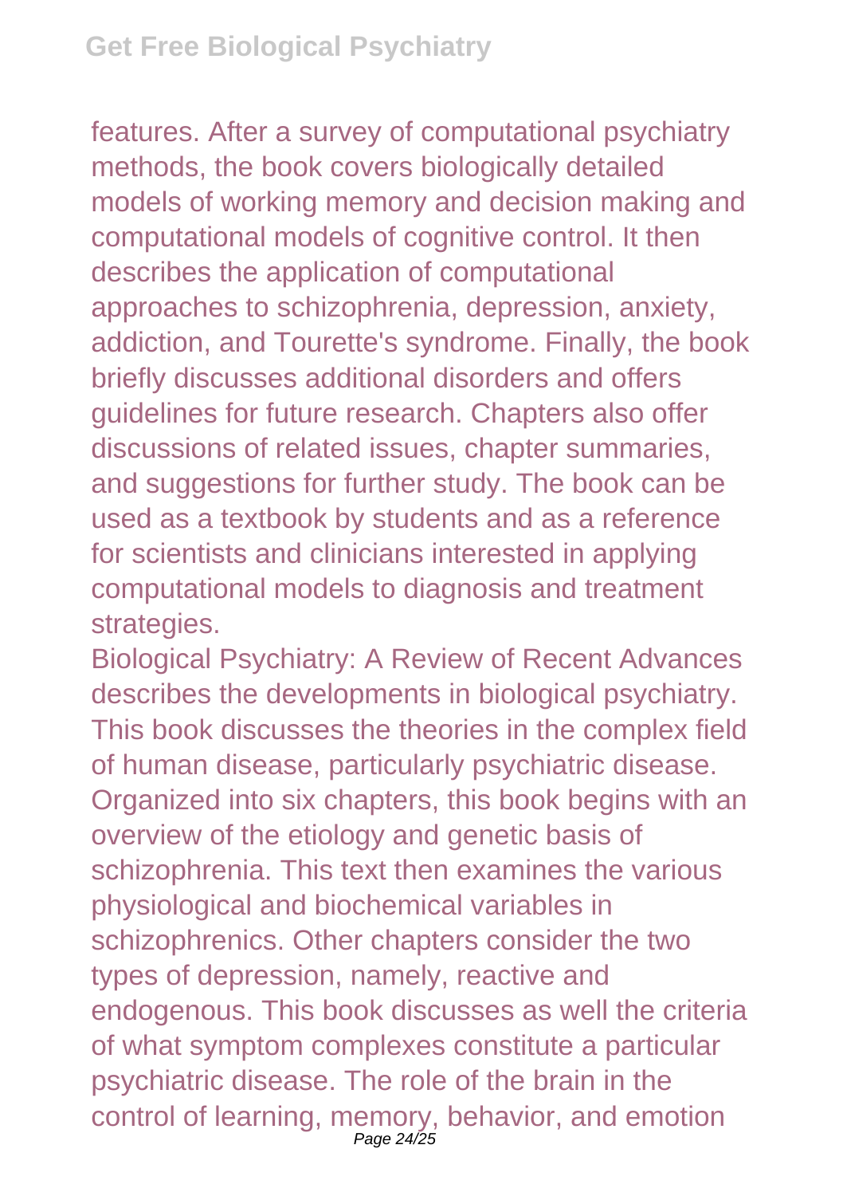features. After a survey of computational psychiatry methods, the book covers biologically detailed models of working memory and decision making and computational models of cognitive control. It then describes the application of computational approaches to schizophrenia, depression, anxiety, addiction, and Tourette's syndrome. Finally, the book briefly discusses additional disorders and offers guidelines for future research. Chapters also offer discussions of related issues, chapter summaries, and suggestions for further study. The book can be used as a textbook by students and as a reference for scientists and clinicians interested in applying computational models to diagnosis and treatment strategies.

Biological Psychiatry: A Review of Recent Advances describes the developments in biological psychiatry. This book discusses the theories in the complex field of human disease, particularly psychiatric disease. Organized into six chapters, this book begins with an overview of the etiology and genetic basis of schizophrenia. This text then examines the various physiological and biochemical variables in schizophrenics. Other chapters consider the two types of depression, namely, reactive and endogenous. This book discusses as well the criteria of what symptom complexes constitute a particular psychiatric disease. The role of the brain in the control of learning, memory, behavior, and emotion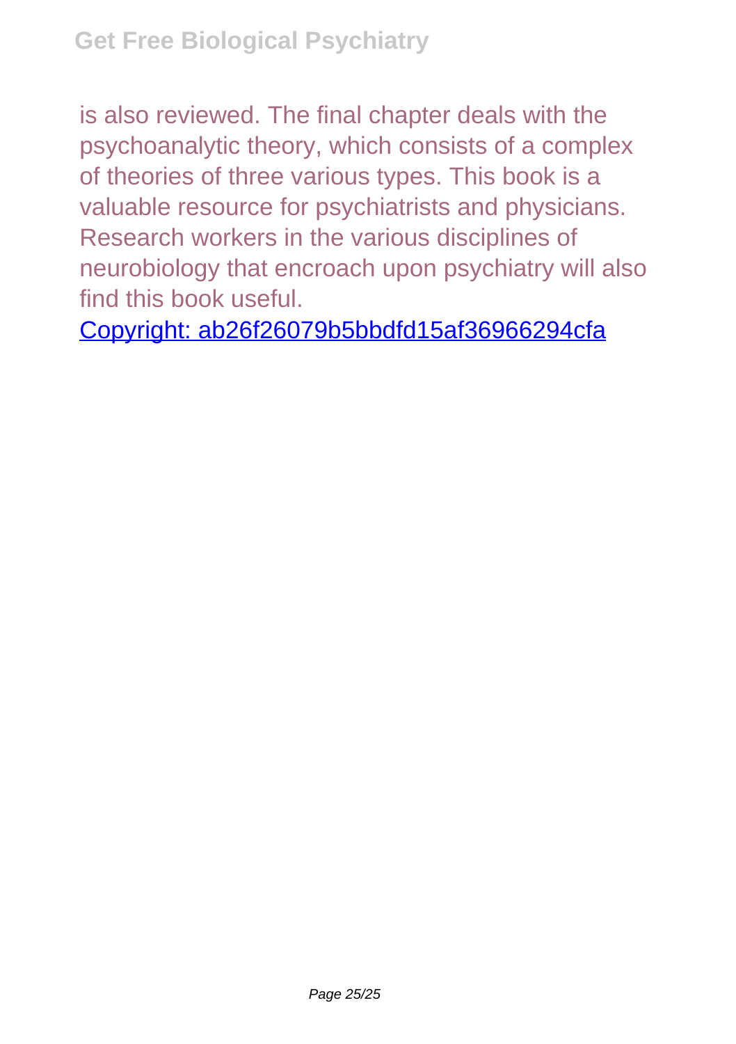is also reviewed. The final chapter deals with the psychoanalytic theory, which consists of a complex of theories of three various types. This book is a valuable resource for psychiatrists and physicians. Research workers in the various disciplines of neurobiology that encroach upon psychiatry will also find this book useful.

Copyright: ab26f26079b5bbdfd15af36966294cfa